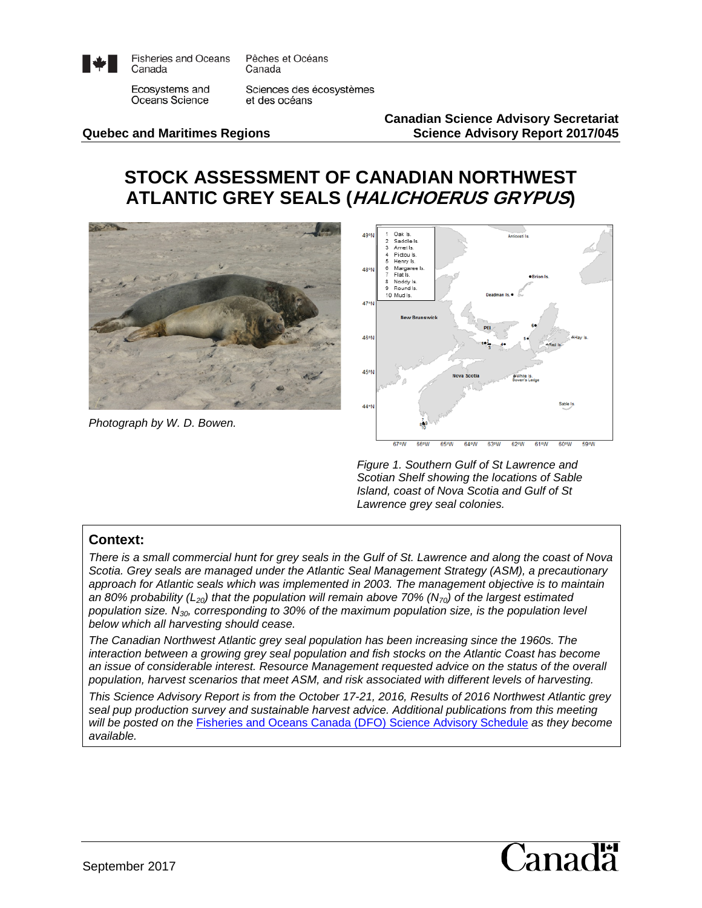Fisheries and Oceans Canada / Pêches et Océans Canada

Ecosystems and Oceans Science / Sciences des écosystèmes et des océans

**Quebec and Maritimes Regions**

**Canadian Science Advisory Secretariat**
**Science Advisory Report 2017/045**

# STOCK ASSESSMENT OF CANADIAN NORTHWEST ATLANTIC GREY SEALS (*HALICHOERUS GRYPUS*)

*Photograph by W. D. Bowen.*

*Figure 1. Southern Gulf of St Lawrence and Scotian Shelf showing the locations of Sable Island, coast of Nova Scotia and Gulf of St Lawrence grey seal colonies.*

## Context:

*There is a small commercial hunt for grey seals in the Gulf of St. Lawrence and along the coast of Nova Scotia. Grey seals are managed under the Atlantic Seal Management Strategy (ASM), a precautionary approach for Atlantic seals which was implemented in 2003. The management objective is to maintain an 80% probability ($L_{20}$) that the population will remain above 70% ($N_{70}$) of the largest estimated population size. $N_{30}$, corresponding to 30% of the maximum population size, is the population level below which all harvesting should cease.*

*The Canadian Northwest Atlantic grey seal population has been increasing since the 1960s. The interaction between a growing grey seal population and fish stocks on the Atlantic Coast has become an issue of considerable interest. Resource Management requested advice on the status of the overall population, harvest scenarios that meet ASM, and risk associated with different levels of harvesting.*

*This Science Advisory Report is from the October 17-21, 2016, Results of 2016 Northwest Atlantic grey seal pup production survey and sustainable harvest advice. Additional publications from this meeting will be posted on the [Fisheries and Oceans Canada (DFO) Science Advisory Schedule] as they become available.*

September 2017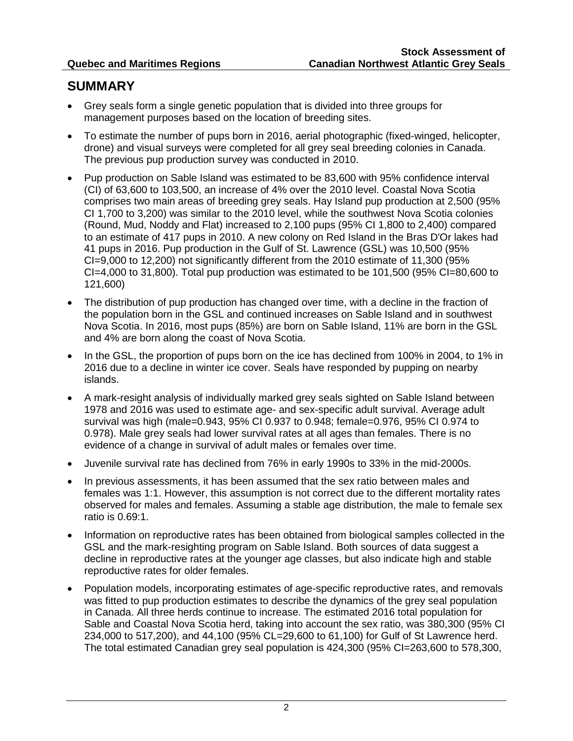## SUMMARY

- Grey seals form a single genetic population that is divided into three groups for management purposes based on the location of breeding sites.
- To estimate the number of pups born in 2016, aerial photographic (fixed-winged, helicopter, drone) and visual surveys were completed for all grey seal breeding colonies in Canada. The previous pup production survey was conducted in 2010.
- Pup production on Sable Island was estimated to be 83,600 with 95% confidence interval (CI) of 63,600 to 103,500, an increase of 4% over the 2010 level. Coastal Nova Scotia comprises two main areas of breeding grey seals. Hay Island pup production at 2,500 (95% CI 1,700 to 3,200) was similar to the 2010 level, while the southwest Nova Scotia colonies (Round, Mud, Noddy and Flat) increased to 2,100 pups (95% CI 1,800 to 2,400) compared to an estimate of 417 pups in 2010. A new colony on Red Island in the Bras D'Or lakes had 41 pups in 2016. Pup production in the Gulf of St. Lawrence (GSL) was 10,500 (95% CI=9,000 to 12,200) not significantly different from the 2010 estimate of 11,300 (95% CI=4,000 to 31,800). Total pup production was estimated to be 101,500 (95% CI=80,600 to 121,600)
- The distribution of pup production has changed over time, with a decline in the fraction of the population born in the GSL and continued increases on Sable Island and in southwest Nova Scotia. In 2016, most pups (85%) are born on Sable Island, 11% are born in the GSL and 4% are born along the coast of Nova Scotia.
- In the GSL, the proportion of pups born on the ice has declined from 100% in 2004, to 1% in 2016 due to a decline in winter ice cover. Seals have responded by pupping on nearby islands.
- A mark-resight analysis of individually marked grey seals sighted on Sable Island between 1978 and 2016 was used to estimate age- and sex-specific adult survival. Average adult survival was high (male=0.943, 95% CI 0.937 to 0.948; female=0.976, 95% CI 0.974 to 0.978). Male grey seals had lower survival rates at all ages than females. There is no evidence of a change in survival of adult males or females over time.
- Juvenile survival rate has declined from 76% in early 1990s to 33% in the mid-2000s.
- In previous assessments, it has been assumed that the sex ratio between males and females was 1:1. However, this assumption is not correct due to the different mortality rates observed for males and females. Assuming a stable age distribution, the male to female sex ratio is 0.69:1.
- Information on reproductive rates has been obtained from biological samples collected in the GSL and the mark-resighting program on Sable Island. Both sources of data suggest a decline in reproductive rates at the younger age classes, but also indicate high and stable reproductive rates for older females.
- Population models, incorporating estimates of age-specific reproductive rates, and removals was fitted to pup production estimates to describe the dynamics of the grey seal population in Canada. All three herds continue to increase. The estimated 2016 total population for Sable and Coastal Nova Scotia herd, taking into account the sex ratio, was 380,300 (95% CI 234,000 to 517,200), and 44,100 (95% CL=29,600 to 61,100) for Gulf of St Lawrence herd. The total estimated Canadian grey seal population is 424,300 (95% CI=263,600 to 578,300,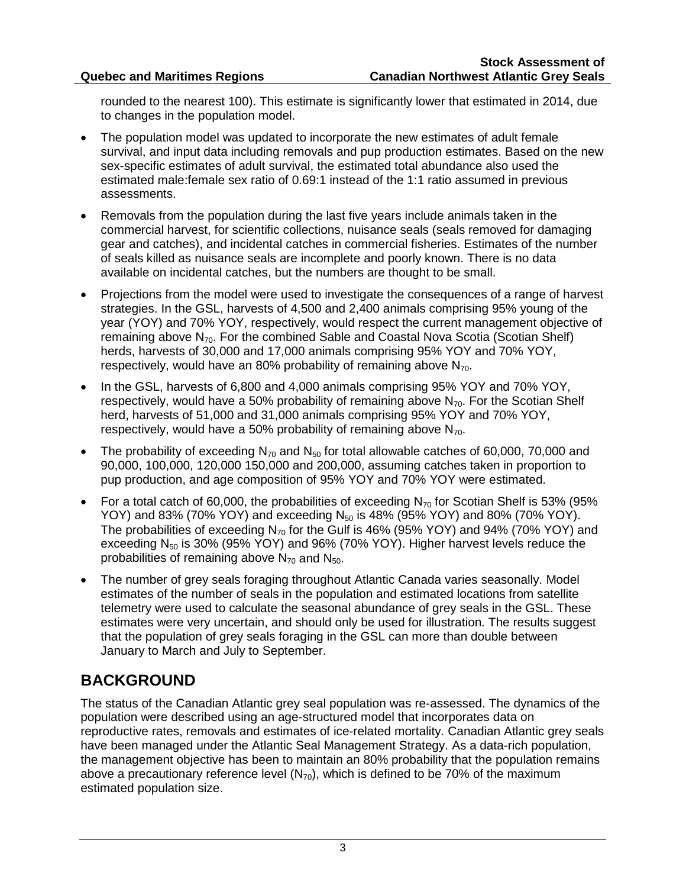rounded to the nearest 100). This estimate is significantly lower that estimated in 2014, due to changes in the population model.

- The population model was updated to incorporate the new estimates of adult female survival, and input data including removals and pup production estimates. Based on the new sex-specific estimates of adult survival, the estimated total abundance also used the estimated male:female sex ratio of 0.69:1 instead of the 1:1 ratio assumed in previous assessments.
- Removals from the population during the last five years include animals taken in the commercial harvest, for scientific collections, nuisance seals (seals removed for damaging gear and catches), and incidental catches in commercial fisheries. Estimates of the number of seals killed as nuisance seals are incomplete and poorly known. There is no data available on incidental catches, but the numbers are thought to be small.
- Projections from the model were used to investigate the consequences of a range of harvest strategies. In the GSL, harvests of 4,500 and 2,400 animals comprising 95% young of the year (YOY) and 70% YOY, respectively, would respect the current management objective of remaining above $N_{70}$. For the combined Sable and Coastal Nova Scotia (Scotian Shelf) herds, harvests of 30,000 and 17,000 animals comprising 95% YOY and 70% YOY, respectively, would have an 80% probability of remaining above $N_{70}$.
- In the GSL, harvests of 6,800 and 4,000 animals comprising 95% YOY and 70% YOY, respectively, would have a 50% probability of remaining above $N_{70}$. For the Scotian Shelf herd, harvests of 51,000 and 31,000 animals comprising 95% YOY and 70% YOY, respectively, would have a 50% probability of remaining above $N_{70}$.
- The probability of exceeding $N_{70}$ and $N_{50}$ for total allowable catches of 60,000, 70,000 and 90,000, 100,000, 120,000 150,000 and 200,000, assuming catches taken in proportion to pup production, and age composition of 95% YOY and 70% YOY were estimated.
- For a total catch of 60,000, the probabilities of exceeding $N_{70}$ for Scotian Shelf is 53% (95% YOY) and 83% (70% YOY) and exceeding $N_{50}$ is 48% (95% YOY) and 80% (70% YOY). The probabilities of exceeding $N_{70}$ for the Gulf is 46% (95% YOY) and 94% (70% YOY) and exceeding $N_{50}$ is 30% (95% YOY) and 96% (70% YOY). Higher harvest levels reduce the probabilities of remaining above $N_{70}$ and $N_{50}$.
- The number of grey seals foraging throughout Atlantic Canada varies seasonally. Model estimates of the number of seals in the population and estimated locations from satellite telemetry were used to calculate the seasonal abundance of grey seals in the GSL. These estimates were very uncertain, and should only be used for illustration. The results suggest that the population of grey seals foraging in the GSL can more than double between January to March and July to September.

## BACKGROUND

The status of the Canadian Atlantic grey seal population was re-assessed. The dynamics of the population were described using an age-structured model that incorporates data on reproductive rates, removals and estimates of ice-related mortality. Canadian Atlantic grey seals have been managed under the Atlantic Seal Management Strategy. As a data-rich population, the management objective has been to maintain an 80% probability that the population remains above a precautionary reference level ($N_{70}$), which is defined to be 70% of the maximum estimated population size.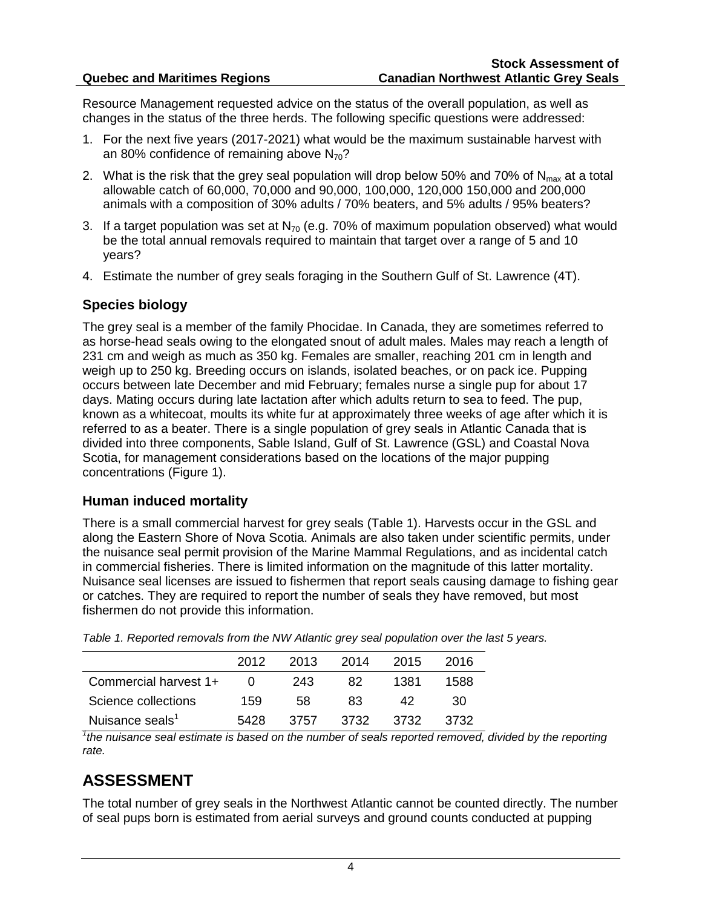Resource Management requested advice on the status of the overall population, as well as changes in the status of the three herds. The following specific questions were addressed:

1. For the next five years (2017-2021) what would be the maximum sustainable harvest with an 80% confidence of remaining above $N_{70}$?
2. What is the risk that the grey seal population will drop below 50% and 70% of $N_{max}$ at a total allowable catch of 60,000, 70,000 and 90,000, 100,000, 120,000 150,000 and 200,000 animals with a composition of 30% adults / 70% beaters, and 5% adults / 95% beaters?
3. If a target population was set at $N_{70}$ (e.g. 70% of maximum population observed) what would be the total annual removals required to maintain that target over a range of 5 and 10 years?
4. Estimate the number of grey seals foraging in the Southern Gulf of St. Lawrence (4T).

## Species biology

The grey seal is a member of the family Phocidae. In Canada, they are sometimes referred to as horse-head seals owing to the elongated snout of adult males. Males may reach a length of 231 cm and weigh as much as 350 kg. Females are smaller, reaching 201 cm in length and weigh up to 250 kg. Breeding occurs on islands, isolated beaches, or on pack ice. Pupping occurs between late December and mid February; females nurse a single pup for about 17 days. Mating occurs during late lactation after which adults return to sea to feed. The pup, known as a whitecoat, moults its white fur at approximately three weeks of age after which it is referred to as a beater. There is a single population of grey seals in Atlantic Canada that is divided into three components, Sable Island, Gulf of St. Lawrence (GSL) and Coastal Nova Scotia, for management considerations based on the locations of the major pupping concentrations (Figure 1).

## Human induced mortality

There is a small commercial harvest for grey seals (Table 1). Harvests occur in the GSL and along the Eastern Shore of Nova Scotia. Animals are also taken under scientific permits, under the nuisance seal permit provision of the Marine Mammal Regulations, and as incidental catch in commercial fisheries. There is limited information on the magnitude of this latter mortality. Nuisance seal licenses are issued to fishermen that report seals causing damage to fishing gear or catches. They are required to report the number of seals they have removed, but most fishermen do not provide this information.

*Table 1. Reported removals from the NW Atlantic grey seal population over the last 5 years.*

| | 2012 | 2013 | 2014 | 2015 | 2016 |
|---|---|---|---|---|---|
| Commercial harvest 1+ | 0 | 243 | 82 | 1381 | 1588 |
| Science collections | 159 | 58 | 83 | 42 | 30 |
| Nuisance seals[1] | 5428 | 3757 | 3732 | 3732 | 3732 |

*[1]the nuisance seal estimate is based on the number of seals reported removed, divided by the reporting rate.*

# ASSESSMENT

The total number of grey seals in the Northwest Atlantic cannot be counted directly. The number of seal pups born is estimated from aerial surveys and ground counts conducted at pupping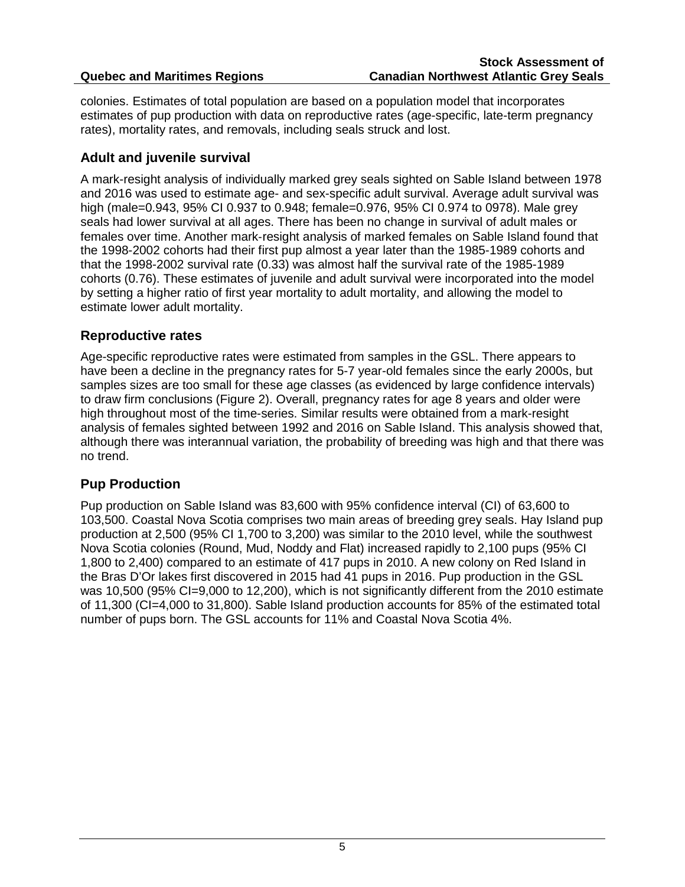colonies. Estimates of total population are based on a population model that incorporates estimates of pup production with data on reproductive rates (age-specific, late-term pregnancy rates), mortality rates, and removals, including seals struck and lost.

## Adult and juvenile survival

A mark-resight analysis of individually marked grey seals sighted on Sable Island between 1978 and 2016 was used to estimate age- and sex-specific adult survival. Average adult survival was high (male=0.943, 95% CI 0.937 to 0.948; female=0.976, 95% CI 0.974 to 0978). Male grey seals had lower survival at all ages. There has been no change in survival of adult males or females over time. Another mark-resight analysis of marked females on Sable Island found that the 1998-2002 cohorts had their first pup almost a year later than the 1985-1989 cohorts and that the 1998-2002 survival rate (0.33) was almost half the survival rate of the 1985-1989 cohorts (0.76). These estimates of juvenile and adult survival were incorporated into the model by setting a higher ratio of first year mortality to adult mortality, and allowing the model to estimate lower adult mortality.

## Reproductive rates

Age-specific reproductive rates were estimated from samples in the GSL. There appears to have been a decline in the pregnancy rates for 5-7 year-old females since the early 2000s, but samples sizes are too small for these age classes (as evidenced by large confidence intervals) to draw firm conclusions (Figure 2). Overall, pregnancy rates for age 8 years and older were high throughout most of the time-series. Similar results were obtained from a mark-resight analysis of females sighted between 1992 and 2016 on Sable Island. This analysis showed that, although there was interannual variation, the probability of breeding was high and that there was no trend.

## Pup Production

Pup production on Sable Island was 83,600 with 95% confidence interval (CI) of 63,600 to 103,500. Coastal Nova Scotia comprises two main areas of breeding grey seals. Hay Island pup production at 2,500 (95% CI 1,700 to 3,200) was similar to the 2010 level, while the southwest Nova Scotia colonies (Round, Mud, Noddy and Flat) increased rapidly to 2,100 pups (95% CI 1,800 to 2,400) compared to an estimate of 417 pups in 2010. A new colony on Red Island in the Bras D'Or lakes first discovered in 2015 had 41 pups in 2016. Pup production in the GSL was 10,500 (95% CI=9,000 to 12,200), which is not significantly different from the 2010 estimate of 11,300 (CI=4,000 to 31,800). Sable Island production accounts for 85% of the estimated total number of pups born. The GSL accounts for 11% and Coastal Nova Scotia 4%.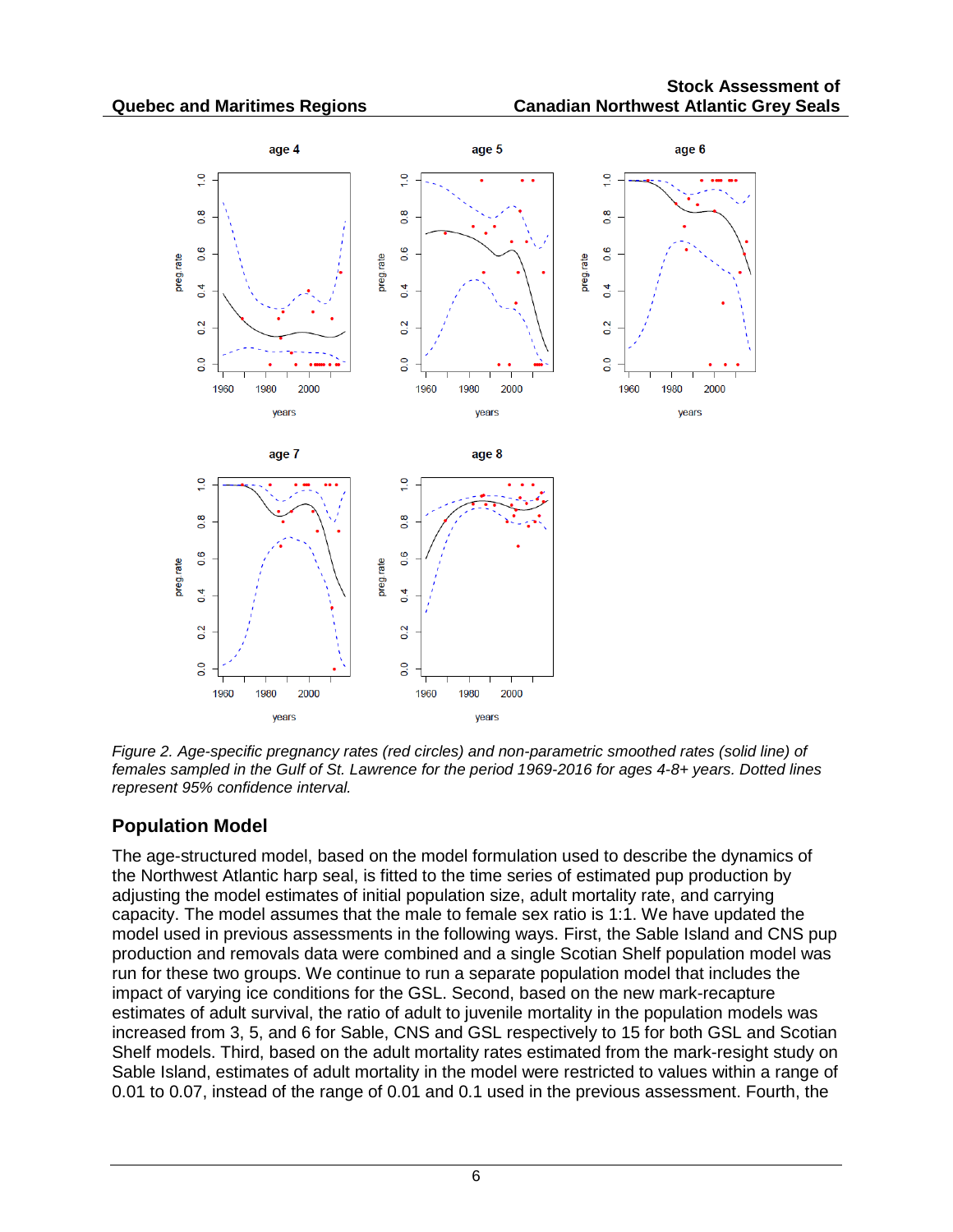*Figure 2. Age-specific pregnancy rates (red circles) and non-parametric smoothed rates (solid line) of females sampled in the Gulf of St. Lawrence for the period 1969-2016 for ages 4-8+ years. Dotted lines represent 95% confidence interval.*

## Population Model

The age-structured model, based on the model formulation used to describe the dynamics of the Northwest Atlantic harp seal, is fitted to the time series of estimated pup production by adjusting the model estimates of initial population size, adult mortality rate, and carrying capacity. The model assumes that the male to female sex ratio is 1:1. We have updated the model used in previous assessments in the following ways. First, the Sable Island and CNS pup production and removals data were combined and a single Scotian Shelf population model was run for these two groups. We continue to run a separate population model that includes the impact of varying ice conditions for the GSL. Second, based on the new mark-recapture estimates of adult survival, the ratio of adult to juvenile mortality in the population models was increased from 3, 5, and 6 for Sable, CNS and GSL respectively to 15 for both GSL and Scotian Shelf models. Third, based on the adult mortality rates estimated from the mark-resight study on Sable Island, estimates of adult mortality in the model were restricted to values within a range of 0.01 to 0.07, instead of the range of 0.01 and 0.1 used in the previous assessment. Fourth, the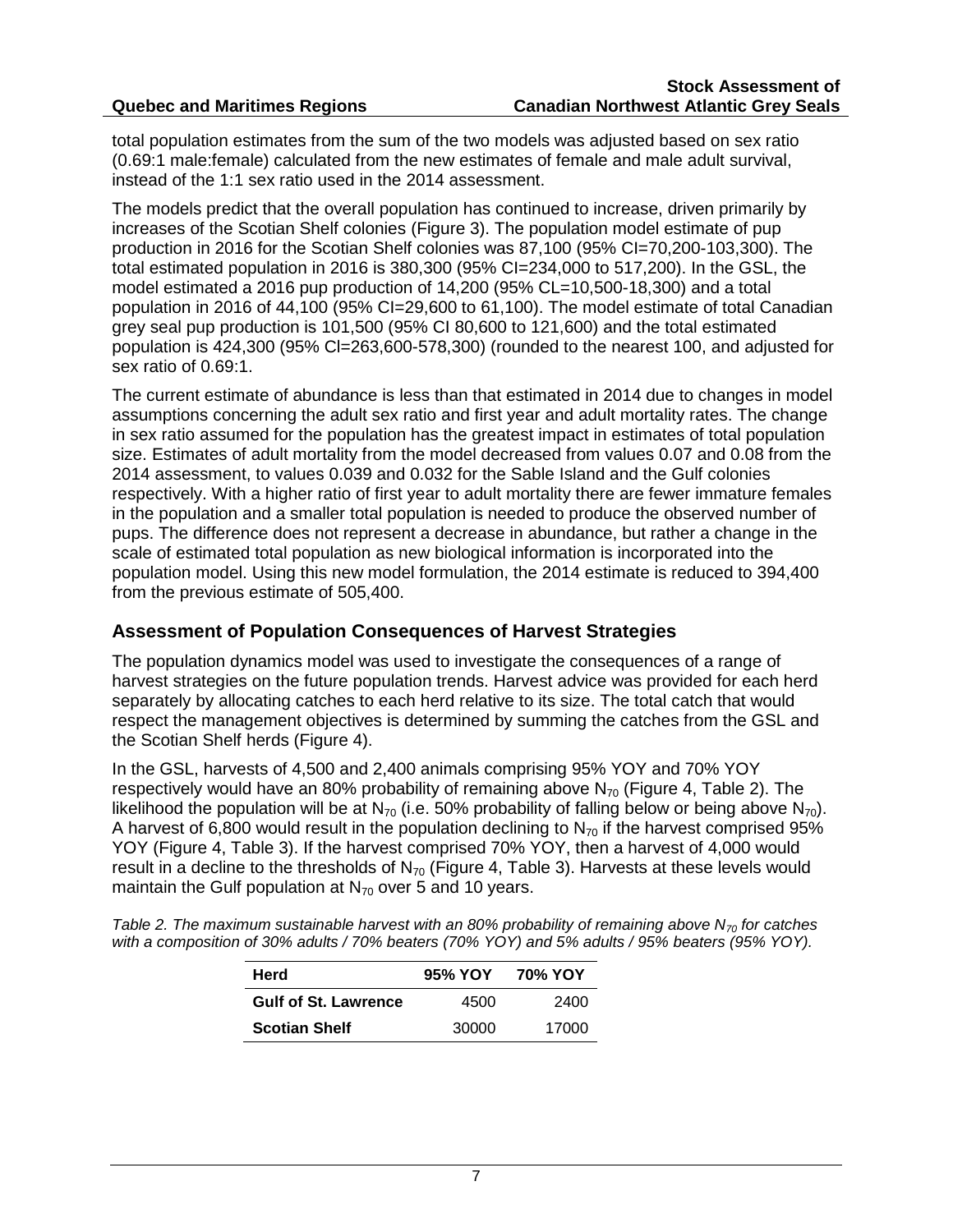total population estimates from the sum of the two models was adjusted based on sex ratio (0.69:1 male:female) calculated from the new estimates of female and male adult survival, instead of the 1:1 sex ratio used in the 2014 assessment.

The models predict that the overall population has continued to increase, driven primarily by increases of the Scotian Shelf colonies (Figure 3). The population model estimate of pup production in 2016 for the Scotian Shelf colonies was 87,100 (95% CI=70,200-103,300). The total estimated population in 2016 is 380,300 (95% CI=234,000 to 517,200). In the GSL, the model estimated a 2016 pup production of 14,200 (95% CL=10,500-18,300) and a total population in 2016 of 44,100 (95% CI=29,600 to 61,100). The model estimate of total Canadian grey seal pup production is 101,500 (95% CI 80,600 to 121,600) and the total estimated population is 424,300 (95% Cl=263,600-578,300) (rounded to the nearest 100, and adjusted for sex ratio of 0.69:1.

The current estimate of abundance is less than that estimated in 2014 due to changes in model assumptions concerning the adult sex ratio and first year and adult mortality rates. The change in sex ratio assumed for the population has the greatest impact in estimates of total population size. Estimates of adult mortality from the model decreased from values 0.07 and 0.08 from the 2014 assessment, to values 0.039 and 0.032 for the Sable Island and the Gulf colonies respectively. With a higher ratio of first year to adult mortality there are fewer immature females in the population and a smaller total population is needed to produce the observed number of pups. The difference does not represent a decrease in abundance, but rather a change in the scale of estimated total population as new biological information is incorporated into the population model. Using this new model formulation, the 2014 estimate is reduced to 394,400 from the previous estimate of 505,400.

## Assessment of Population Consequences of Harvest Strategies

The population dynamics model was used to investigate the consequences of a range of harvest strategies on the future population trends. Harvest advice was provided for each herd separately by allocating catches to each herd relative to its size. The total catch that would respect the management objectives is determined by summing the catches from the GSL and the Scotian Shelf herds (Figure 4).

In the GSL, harvests of 4,500 and 2,400 animals comprising 95% YOY and 70% YOY respectively would have an 80% probability of remaining above $N_{70}$ (Figure 4, Table 2). The likelihood the population will be at $N_{70}$ (i.e. 50% probability of falling below or being above $N_{70}$). A harvest of 6,800 would result in the population declining to $N_{70}$ if the harvest comprised 95% YOY (Figure 4, Table 3). If the harvest comprised 70% YOY, then a harvest of 4,000 would result in a decline to the thresholds of $N_{70}$ (Figure 4, Table 3). Harvests at these levels would maintain the Gulf population at $N_{70}$ over 5 and 10 years.

*Table 2. The maximum sustainable harvest with an 80% probability of remaining above $N_{70}$ for catches with a composition of 30% adults / 70% beaters (70% YOY) and 5% adults / 95% beaters (95% YOY).*

| Herd | 95% YOY | 70% YOY |
|---|---|---|
| **Gulf of St. Lawrence** | 4500 | 2400 |
| **Scotian Shelf** | 30000 | 17000 |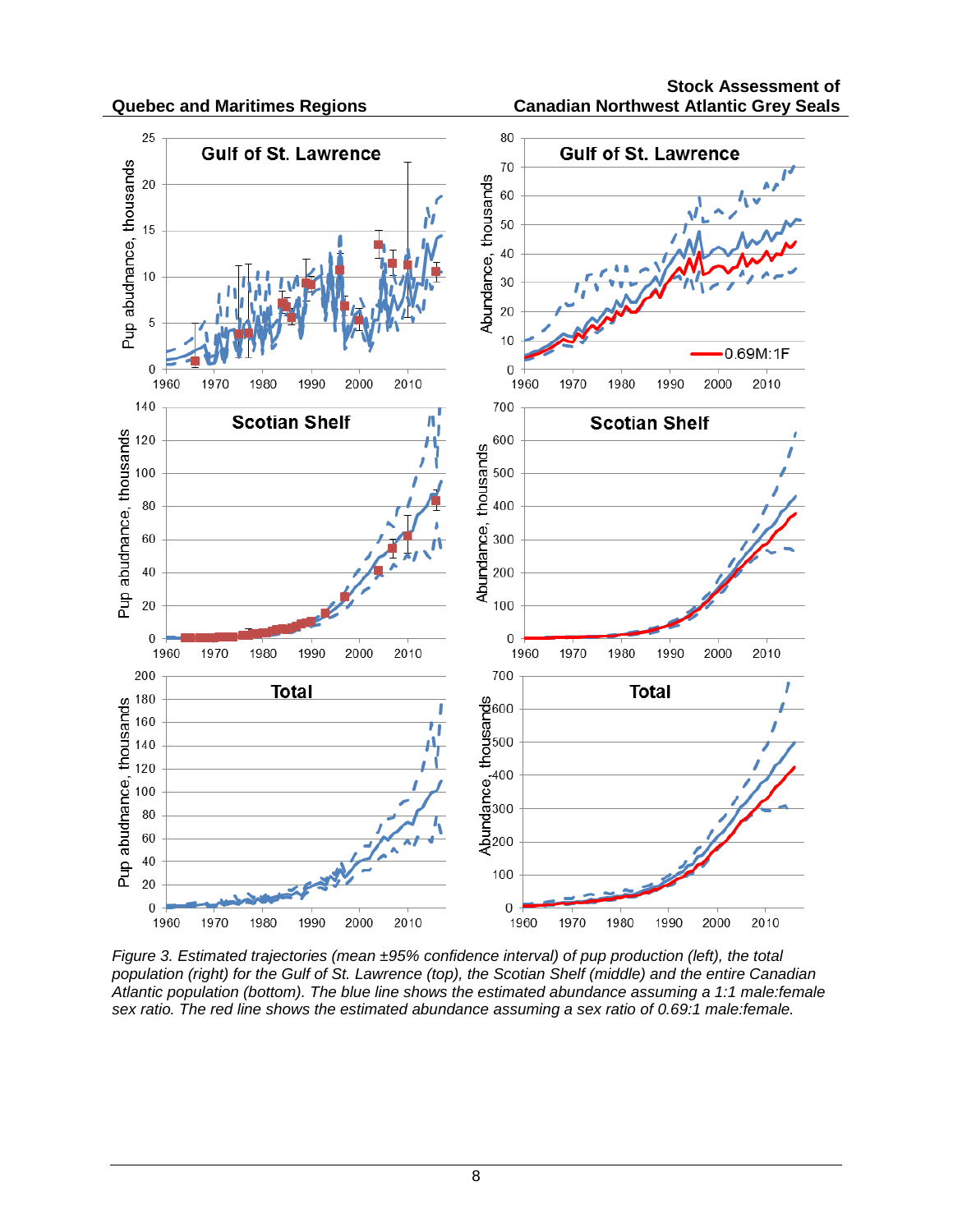*Figure 3. Estimated trajectories (mean ±95% confidence interval) of pup production (left), the total population (right) for the Gulf of St. Lawrence (top), the Scotian Shelf (middle) and the entire Canadian Atlantic population (bottom). The blue line shows the estimated abundance assuming a 1:1 male:female sex ratio. The red line shows the estimated abundance assuming a sex ratio of 0.69:1 male:female.*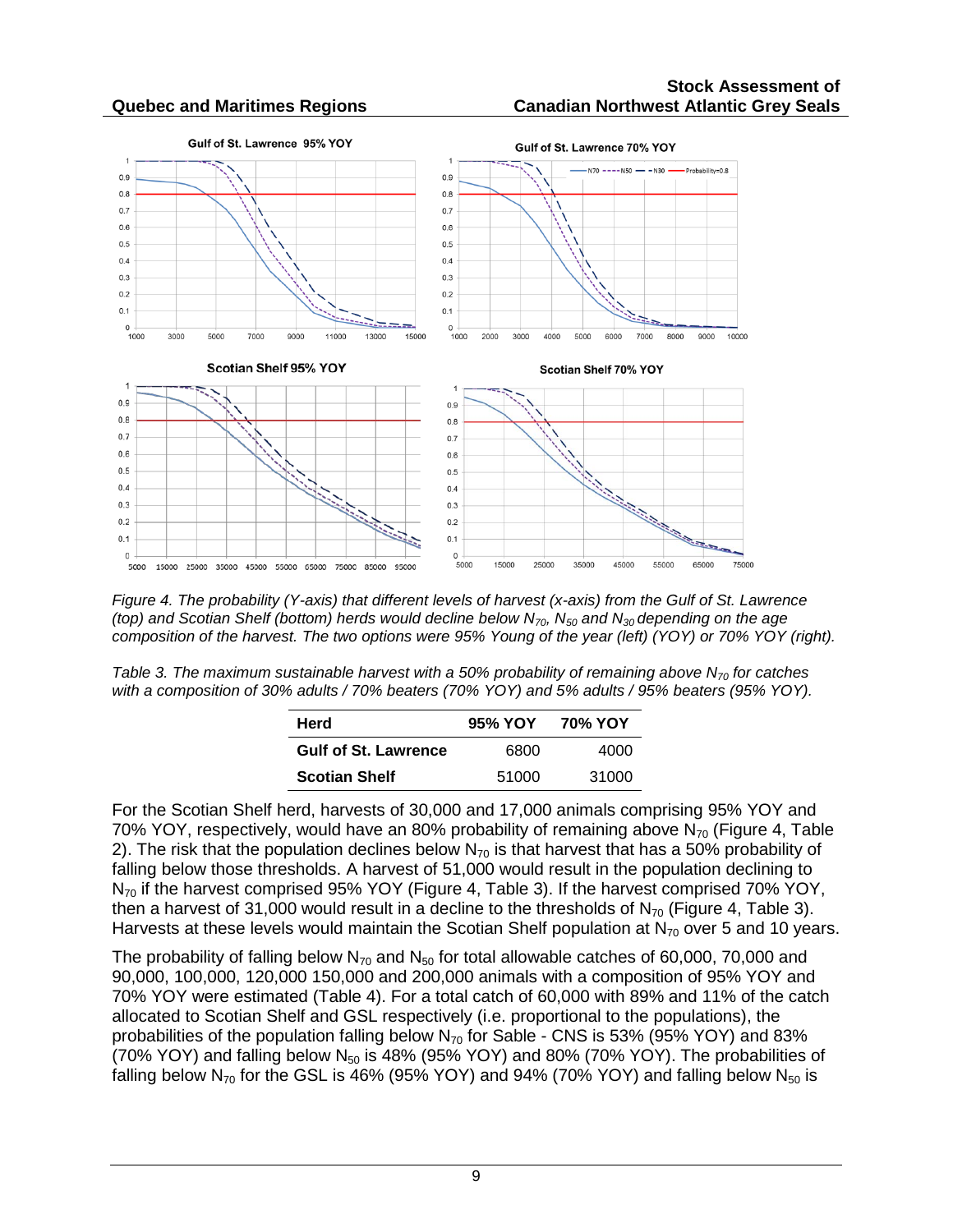*Figure 4. The probability (Y-axis) that different levels of harvest (x-axis) from the Gulf of St. Lawrence (top) and Scotian Shelf (bottom) herds would decline below $N_{70}$, $N_{50}$ and $N_{30}$ depending on the age composition of the harvest. The two options were 95% Young of the year (left) (YOY) or 70% YOY (right).*

*Table 3. The maximum sustainable harvest with a 50% probability of remaining above $N_{70}$ for catches with a composition of 30% adults / 70% beaters (70% YOY) and 5% adults / 95% beaters (95% YOY).*

| Herd | 95% YOY | 70% YOY |
|---|---|---|
| **Gulf of St. Lawrence** | 6800 | 4000 |
| **Scotian Shelf** | 51000 | 31000 |

For the Scotian Shelf herd, harvests of 30,000 and 17,000 animals comprising 95% YOY and 70% YOY, respectively, would have an 80% probability of remaining above $N_{70}$ (Figure 4, Table 2). The risk that the population declines below $N_{70}$ is that harvest that has a 50% probability of falling below those thresholds. A harvest of 51,000 would result in the population declining to $N_{70}$ if the harvest comprised 95% YOY (Figure 4, Table 3). If the harvest comprised 70% YOY, then a harvest of 31,000 would result in a decline to the thresholds of $N_{70}$ (Figure 4, Table 3). Harvests at these levels would maintain the Scotian Shelf population at $N_{70}$ over 5 and 10 years.

The probability of falling below $N_{70}$ and $N_{50}$ for total allowable catches of 60,000, 70,000 and 90,000, 100,000, 120,000 150,000 and 200,000 animals with a composition of 95% YOY and 70% YOY were estimated (Table 4). For a total catch of 60,000 with 89% and 11% of the catch allocated to Scotian Shelf and GSL respectively (i.e. proportional to the populations), the probabilities of the population falling below $N_{70}$ for Sable - CNS is 53% (95% YOY) and 83% (70% YOY) and falling below $N_{50}$ is 48% (95% YOY) and 80% (70% YOY). The probabilities of falling below $N_{70}$ for the GSL is 46% (95% YOY) and 94% (70% YOY) and falling below $N_{50}$ is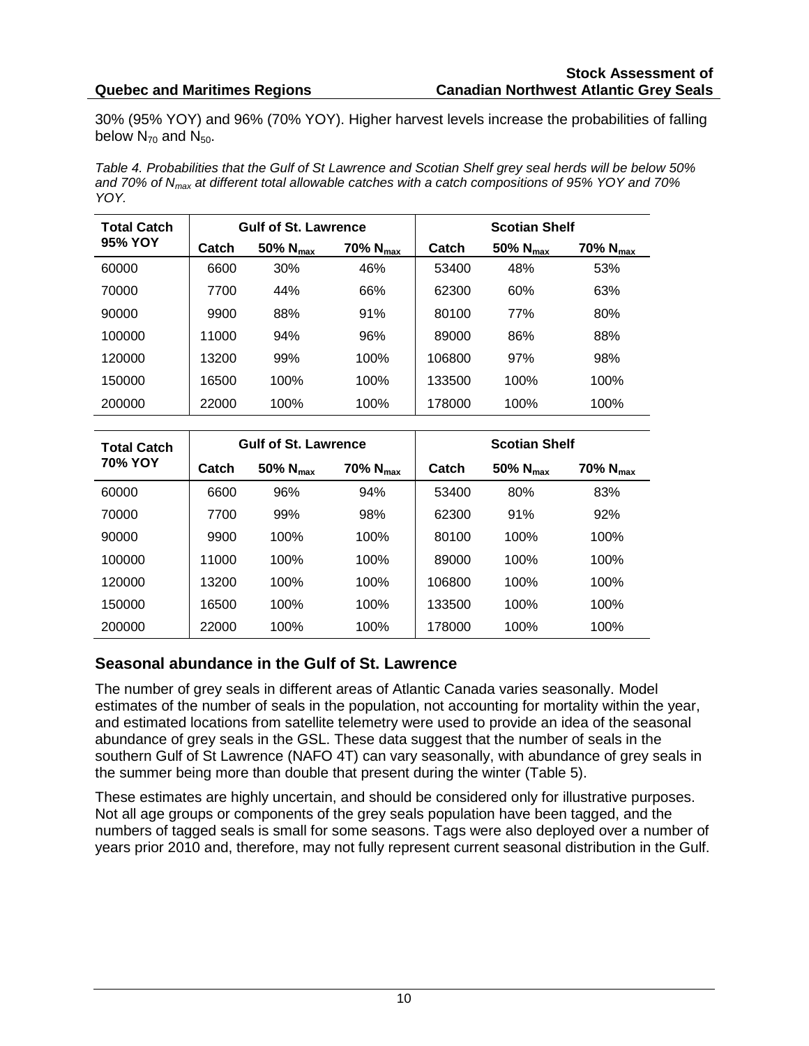30% (95% YOY) and 96% (70% YOY). Higher harvest levels increase the probabilities of falling below $N_{70}$ and $N_{50}$.

*Table 4. Probabilities that the Gulf of St Lawrence and Scotian Shelf grey seal herds will be below 50% and 70% of $N_{max}$ at different total allowable catches with a catch compositions of 95% YOY and 70% YOY.*

| Total Catch 95% YOY | Gulf of St. Lawrence | | | Scotian Shelf | | |
|---|---|---|---|---|---|---|
| | Catch | 50% $N_{max}$ | 70% $N_{max}$ | Catch | 50% $N_{max}$ | 70% $N_{max}$ |
| 60000 | 6600 | 30% | 46% | 53400 | 48% | 53% |
| 70000 | 7700 | 44% | 66% | 62300 | 60% | 63% |
| 90000 | 9900 | 88% | 91% | 80100 | 77% | 80% |
| 100000 | 11000 | 94% | 96% | 89000 | 86% | 88% |
| 120000 | 13200 | 99% | 100% | 106800 | 97% | 98% |
| 150000 | 16500 | 100% | 100% | 133500 | 100% | 100% |
| 200000 | 22000 | 100% | 100% | 178000 | 100% | 100% |

| Total Catch 70% YOY | Gulf of St. Lawrence | | | Scotian Shelf | | |
|---|---|---|---|---|---|---|
| | Catch | 50% $N_{max}$ | 70% $N_{max}$ | Catch | 50% $N_{max}$ | 70% $N_{max}$ |
| 60000 | 6600 | 96% | 94% | 53400 | 80% | 83% |
| 70000 | 7700 | 99% | 98% | 62300 | 91% | 92% |
| 90000 | 9900 | 100% | 100% | 80100 | 100% | 100% |
| 100000 | 11000 | 100% | 100% | 89000 | 100% | 100% |
| 120000 | 13200 | 100% | 100% | 106800 | 100% | 100% |
| 150000 | 16500 | 100% | 100% | 133500 | 100% | 100% |
| 200000 | 22000 | 100% | 100% | 178000 | 100% | 100% |

## Seasonal abundance in the Gulf of St. Lawrence

The number of grey seals in different areas of Atlantic Canada varies seasonally. Model estimates of the number of seals in the population, not accounting for mortality within the year, and estimated locations from satellite telemetry were used to provide an idea of the seasonal abundance of grey seals in the GSL. These data suggest that the number of seals in the southern Gulf of St Lawrence (NAFO 4T) can vary seasonally, with abundance of grey seals in the summer being more than double that present during the winter (Table 5).

These estimates are highly uncertain, and should be considered only for illustrative purposes. Not all age groups or components of the grey seals population have been tagged, and the numbers of tagged seals is small for some seasons. Tags were also deployed over a number of years prior 2010 and, therefore, may not fully represent current seasonal distribution in the Gulf.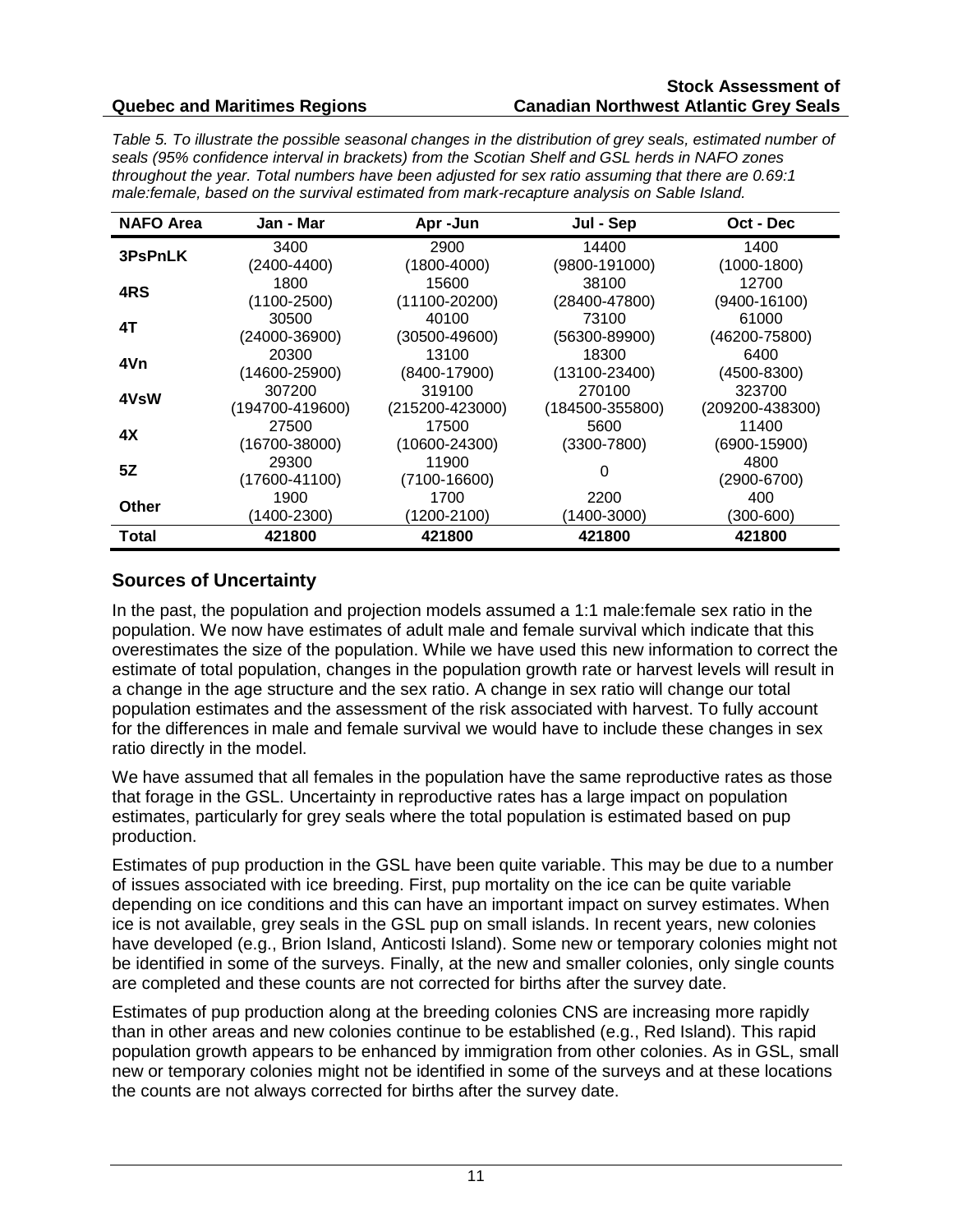*Table 5. To illustrate the possible seasonal changes in the distribution of grey seals, estimated number of seals (95% confidence interval in brackets) from the Scotian Shelf and GSL herds in NAFO zones throughout the year. Total numbers have been adjusted for sex ratio assuming that there are 0.69:1 male:female, based on the survival estimated from mark-recapture analysis on Sable Island.*

| NAFO Area | Jan - Mar | Apr -Jun | Jul - Sep | Oct - Dec |
|---|---|---|---|---|
| **3PsPnLK** | 3400 (2400-4400) | 2900 (1800-4000) | 14400 (9800-191000) | 1400 (1000-1800) |
| **4RS** | 1800 (1100-2500) | 15600 (11100-20200) | 38100 (28400-47800) | 12700 (9400-16100) |
| **4T** | 30500 (24000-36900) | 40100 (30500-49600) | 73100 (56300-89900) | 61000 (46200-75800) |
| **4Vn** | 20300 (14600-25900) | 13100 (8400-17900) | 18300 (13100-23400) | 6400 (4500-8300) |
| **4VsW** | 307200 (194700-419600) | 319100 (215200-423000) | 270100 (184500-355800) | 323700 (209200-438300) |
| **4X** | 27500 (16700-38000) | 17500 (10600-24300) | 5600 (3300-7800) | 11400 (6900-15900) |
| **5Z** | 29300 (17600-41100) | 11900 (7100-16600) | 0 | 4800 (2900-6700) |
| **Other** | 1900 (1400-2300) | 1700 (1200-2100) | 2200 (1400-3000) | 400 (300-600) |
| **Total** | **421800** | **421800** | **421800** | **421800** |

## Sources of Uncertainty

In the past, the population and projection models assumed a 1:1 male:female sex ratio in the population. We now have estimates of adult male and female survival which indicate that this overestimates the size of the population. While we have used this new information to correct the estimate of total population, changes in the population growth rate or harvest levels will result in a change in the age structure and the sex ratio. A change in sex ratio will change our total population estimates and the assessment of the risk associated with harvest. To fully account for the differences in male and female survival we would have to include these changes in sex ratio directly in the model.

We have assumed that all females in the population have the same reproductive rates as those that forage in the GSL. Uncertainty in reproductive rates has a large impact on population estimates, particularly for grey seals where the total population is estimated based on pup production.

Estimates of pup production in the GSL have been quite variable. This may be due to a number of issues associated with ice breeding. First, pup mortality on the ice can be quite variable depending on ice conditions and this can have an important impact on survey estimates. When ice is not available, grey seals in the GSL pup on small islands. In recent years, new colonies have developed (e.g., Brion Island, Anticosti Island). Some new or temporary colonies might not be identified in some of the surveys. Finally, at the new and smaller colonies, only single counts are completed and these counts are not corrected for births after the survey date.

Estimates of pup production along at the breeding colonies CNS are increasing more rapidly than in other areas and new colonies continue to be established (e.g., Red Island). This rapid population growth appears to be enhanced by immigration from other colonies. As in GSL, small new or temporary colonies might not be identified in some of the surveys and at these locations the counts are not always corrected for births after the survey date.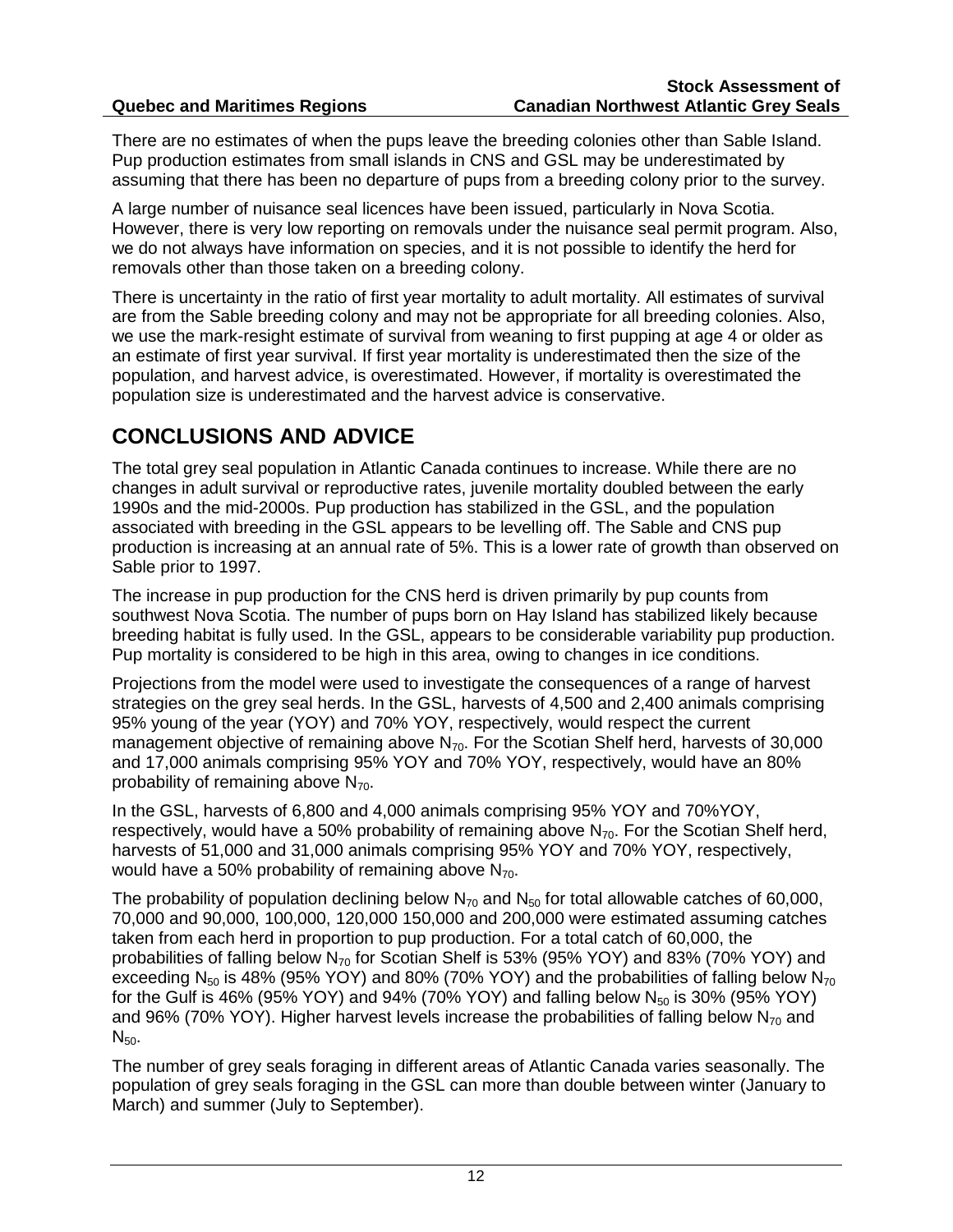There are no estimates of when the pups leave the breeding colonies other than Sable Island. Pup production estimates from small islands in CNS and GSL may be underestimated by assuming that there has been no departure of pups from a breeding colony prior to the survey.

A large number of nuisance seal licences have been issued, particularly in Nova Scotia. However, there is very low reporting on removals under the nuisance seal permit program. Also, we do not always have information on species, and it is not possible to identify the herd for removals other than those taken on a breeding colony.

There is uncertainty in the ratio of first year mortality to adult mortality. All estimates of survival are from the Sable breeding colony and may not be appropriate for all breeding colonies. Also, we use the mark-resight estimate of survival from weaning to first pupping at age 4 or older as an estimate of first year survival. If first year mortality is underestimated then the size of the population, and harvest advice, is overestimated. However, if mortality is overestimated the population size is underestimated and the harvest advice is conservative.

## CONCLUSIONS AND ADVICE

The total grey seal population in Atlantic Canada continues to increase. While there are no changes in adult survival or reproductive rates, juvenile mortality doubled between the early 1990s and the mid-2000s. Pup production has stabilized in the GSL, and the population associated with breeding in the GSL appears to be levelling off. The Sable and CNS pup production is increasing at an annual rate of 5%. This is a lower rate of growth than observed on Sable prior to 1997.

The increase in pup production for the CNS herd is driven primarily by pup counts from southwest Nova Scotia. The number of pups born on Hay Island has stabilized likely because breeding habitat is fully used. In the GSL, appears to be considerable variability pup production. Pup mortality is considered to be high in this area, owing to changes in ice conditions.

Projections from the model were used to investigate the consequences of a range of harvest strategies on the grey seal herds. In the GSL, harvests of 4,500 and 2,400 animals comprising 95% young of the year (YOY) and 70% YOY, respectively, would respect the current management objective of remaining above $N_{70}$. For the Scotian Shelf herd, harvests of 30,000 and 17,000 animals comprising 95% YOY and 70% YOY, respectively, would have an 80% probability of remaining above $N_{70}$.

In the GSL, harvests of 6,800 and 4,000 animals comprising 95% YOY and 70%YOY, respectively, would have a 50% probability of remaining above $N_{70}$. For the Scotian Shelf herd, harvests of 51,000 and 31,000 animals comprising 95% YOY and 70% YOY, respectively, would have a 50% probability of remaining above $N_{70}$.

The probability of population declining below $N_{70}$ and $N_{50}$ for total allowable catches of 60,000, 70,000 and 90,000, 100,000, 120,000 150,000 and 200,000 were estimated assuming catches taken from each herd in proportion to pup production. For a total catch of 60,000, the probabilities of falling below $N_{70}$ for Scotian Shelf is 53% (95% YOY) and 83% (70% YOY) and exceeding $N_{50}$ is 48% (95% YOY) and 80% (70% YOY) and the probabilities of falling below $N_{70}$ for the Gulf is 46% (95% YOY) and 94% (70% YOY) and falling below $N_{50}$ is 30% (95% YOY) and 96% (70% YOY). Higher harvest levels increase the probabilities of falling below $N_{70}$ and $N_{50}$.

The number of grey seals foraging in different areas of Atlantic Canada varies seasonally. The population of grey seals foraging in the GSL can more than double between winter (January to March) and summer (July to September).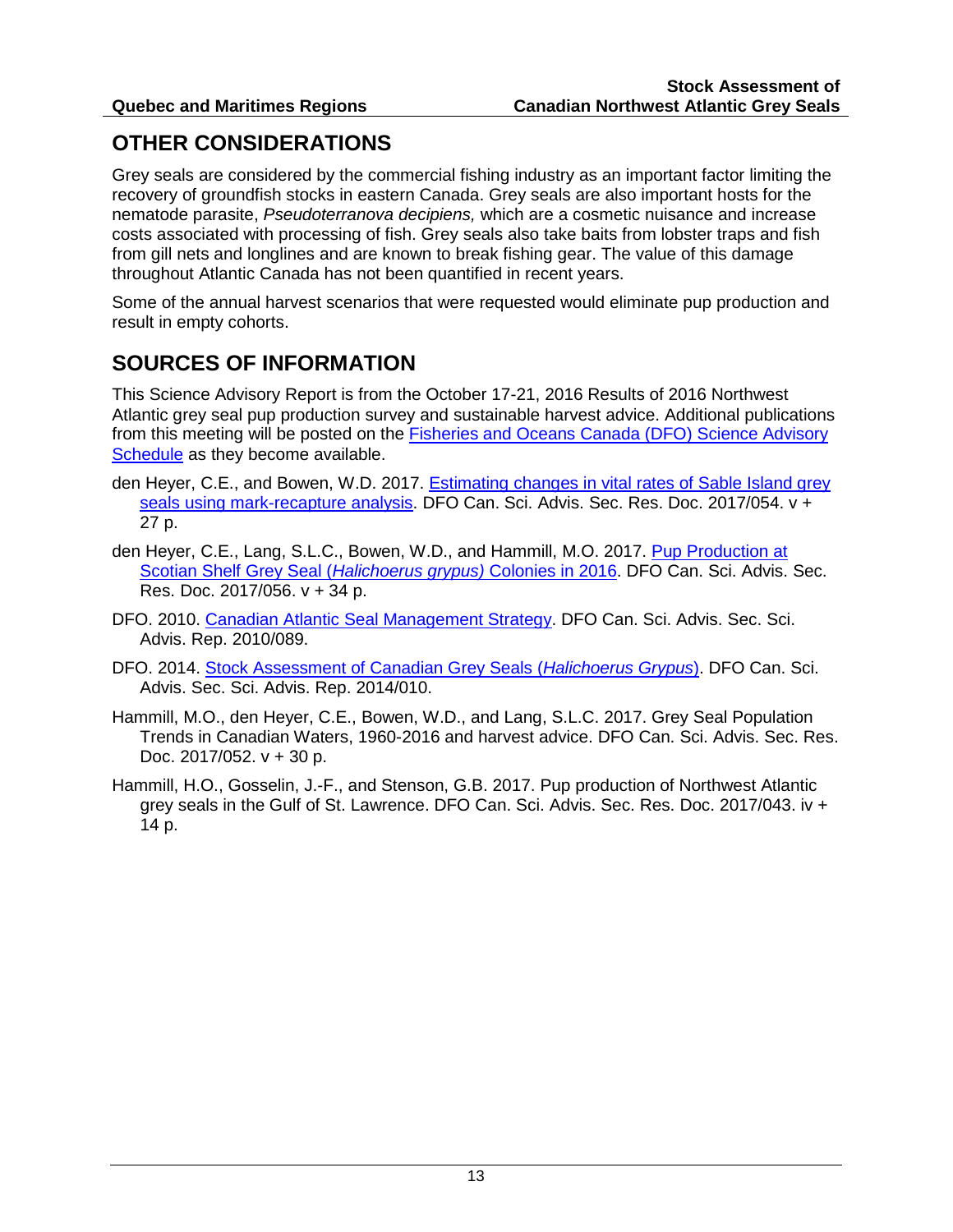## OTHER CONSIDERATIONS

Grey seals are considered by the commercial fishing industry as an important factor limiting the recovery of groundfish stocks in eastern Canada. Grey seals are also important hosts for the nematode parasite, *Pseudoterranova decipiens,* which are a cosmetic nuisance and increase costs associated with processing of fish. Grey seals also take baits from lobster traps and fish from gill nets and longlines and are known to break fishing gear. The value of this damage throughout Atlantic Canada has not been quantified in recent years.

Some of the annual harvest scenarios that were requested would eliminate pup production and result in empty cohorts.

## SOURCES OF INFORMATION

This Science Advisory Report is from the October 17-21, 2016 Results of 2016 Northwest Atlantic grey seal pup production survey and sustainable harvest advice. Additional publications from this meeting will be posted on the Fisheries and Oceans Canada (DFO) Science Advisory Schedule as they become available.

den Heyer, C.E., and Bowen, W.D. 2017. Estimating changes in vital rates of Sable Island grey seals using mark-recapture analysis. DFO Can. Sci. Advis. Sec. Res. Doc. 2017/054. v + 27 p.

den Heyer, C.E., Lang, S.L.C., Bowen, W.D., and Hammill, M.O. 2017. Pup Production at Scotian Shelf Grey Seal (*Halichoerus grypus)* Colonies in 2016. DFO Can. Sci. Advis. Sec. Res. Doc. 2017/056. v + 34 p.

DFO. 2010. Canadian Atlantic Seal Management Strategy. DFO Can. Sci. Advis. Sec. Sci. Advis. Rep. 2010/089.

DFO. 2014. Stock Assessment of Canadian Grey Seals (*Halichoerus Grypus*). DFO Can. Sci. Advis. Sec. Sci. Advis. Rep. 2014/010.

Hammill, M.O., den Heyer, C.E., Bowen, W.D., and Lang, S.L.C. 2017. Grey Seal Population Trends in Canadian Waters, 1960-2016 and harvest advice. DFO Can. Sci. Advis. Sec. Res. Doc. 2017/052. v + 30 p.

Hammill, H.O., Gosselin, J.-F., and Stenson, G.B. 2017. Pup production of Northwest Atlantic grey seals in the Gulf of St. Lawrence. DFO Can. Sci. Advis. Sec. Res. Doc. 2017/043. iv + 14 p.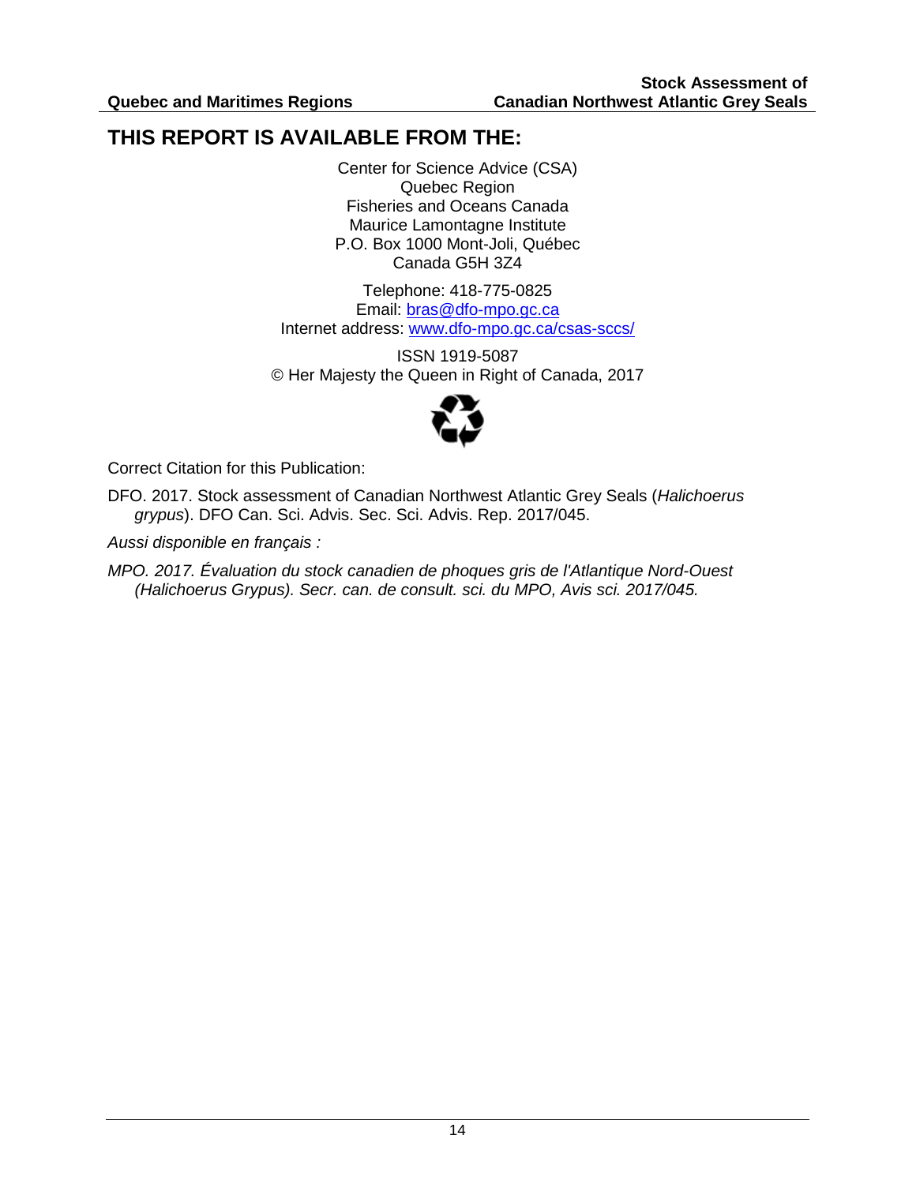## THIS REPORT IS AVAILABLE FROM THE:

Center for Science Advice (CSA)
Quebec Region
Fisheries and Oceans Canada
Maurice Lamontagne Institute
P.O. Box 1000 Mont-Joli, Québec
Canada G5H 3Z4

Telephone: 418-775-0825
Email: bras@dfo-mpo.gc.ca
Internet address: www.dfo-mpo.gc.ca/csas-sccs/

ISSN 1919-5087
© Her Majesty the Queen in Right of Canada, 2017

Correct Citation for this Publication:

DFO. 2017. Stock assessment of Canadian Northwest Atlantic Grey Seals (*Halichoerus grypus*). DFO Can. Sci. Advis. Sec. Sci. Advis. Rep. 2017/045.

*Aussi disponible en français :*

*MPO. 2017. Évaluation du stock canadien de phoques gris de l'Atlantique Nord-Ouest (Halichoerus Grypus). Secr. can. de consult. sci. du MPO, Avis sci. 2017/045.*